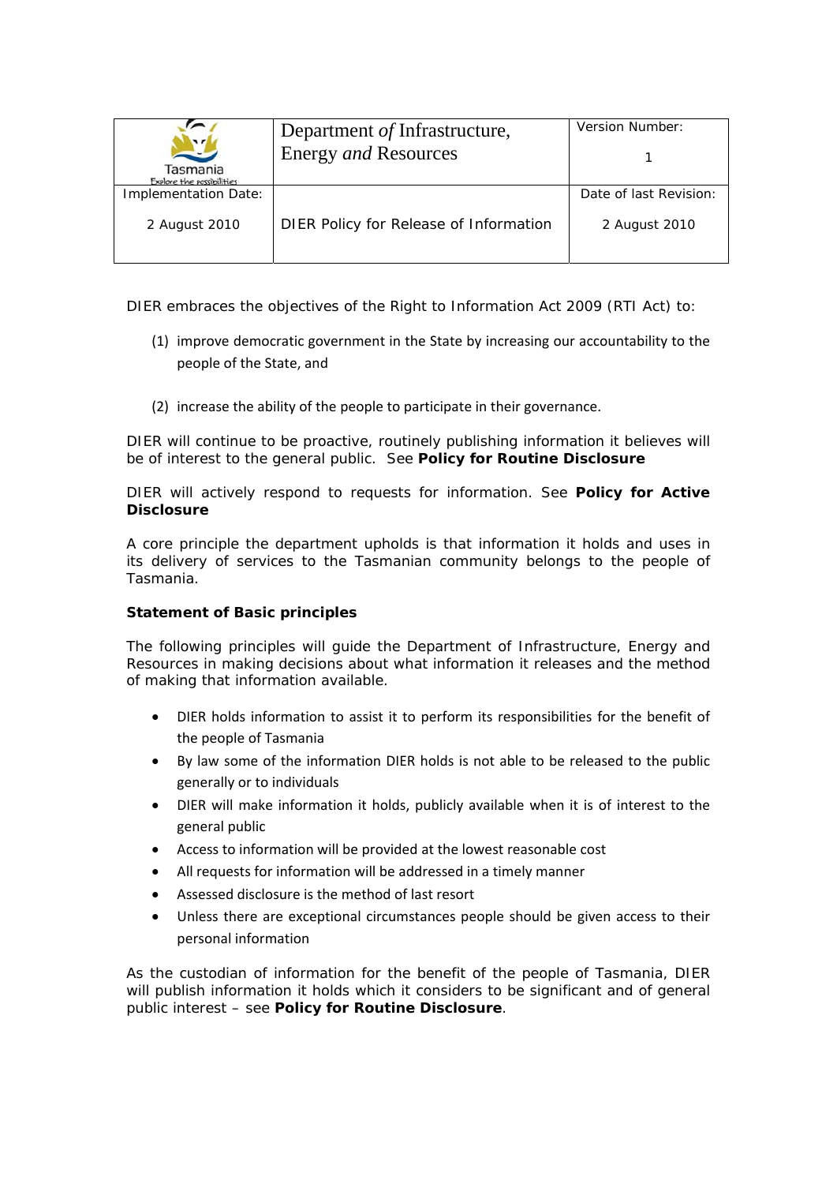| Tasmania Explore the possibilities | Department *of* Infrastructure, Energy *and* Resources | Version Number: 1 |
|---|---|---|
| Implementation Date: 2 August 2010 | DIER Policy for Release of Information | Date of last Revision: 2 August 2010 |

DIER embraces the objectives of the Right to Information Act 2009 (RTI Act) to:

(1) improve democratic government in the State by increasing our accountability to the people of the State, and

(2) increase the ability of the people to participate in their governance.

DIER will continue to be proactive, routinely publishing information it believes will be of interest to the general public. See **Policy for Routine Disclosure**

DIER will actively respond to requests for information. See **Policy for Active Disclosure**

A core principle the department upholds is that information it holds and uses in its delivery of services to the Tasmanian community belongs to the people of Tasmania.

**Statement of Basic principles**

The following principles will guide the Department of Infrastructure, Energy and Resources in making decisions about what information it releases and the method of making that information available.

- DIER holds information to assist it to perform its responsibilities for the benefit of the people of Tasmania
- By law some of the information DIER holds is not able to be released to the public generally or to individuals
- DIER will make information it holds, publicly available when it is of interest to the general public
- Access to information will be provided at the lowest reasonable cost
- All requests for information will be addressed in a timely manner
- Assessed disclosure is the method of last resort
- Unless there are exceptional circumstances people should be given access to their personal information

As the custodian of information for the benefit of the people of Tasmania, DIER will publish information it holds which it considers to be significant and of general public interest – see **Policy for Routine Disclosure**.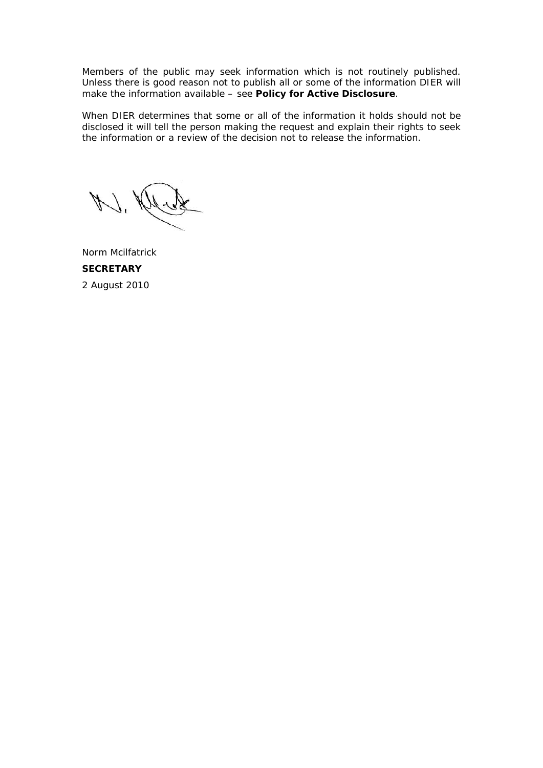Members of the public may seek information which is not routinely published. Unless there is good reason not to publish all or some of the information DIER will make the information available – see **Policy for Active Disclosure**.

When DIER determines that some or all of the information it holds should not be disclosed it will tell the person making the request and explain their rights to seek the information or a review of the decision not to release the information.

Norm Mcilfatrick

**SECRETARY**

2 August 2010